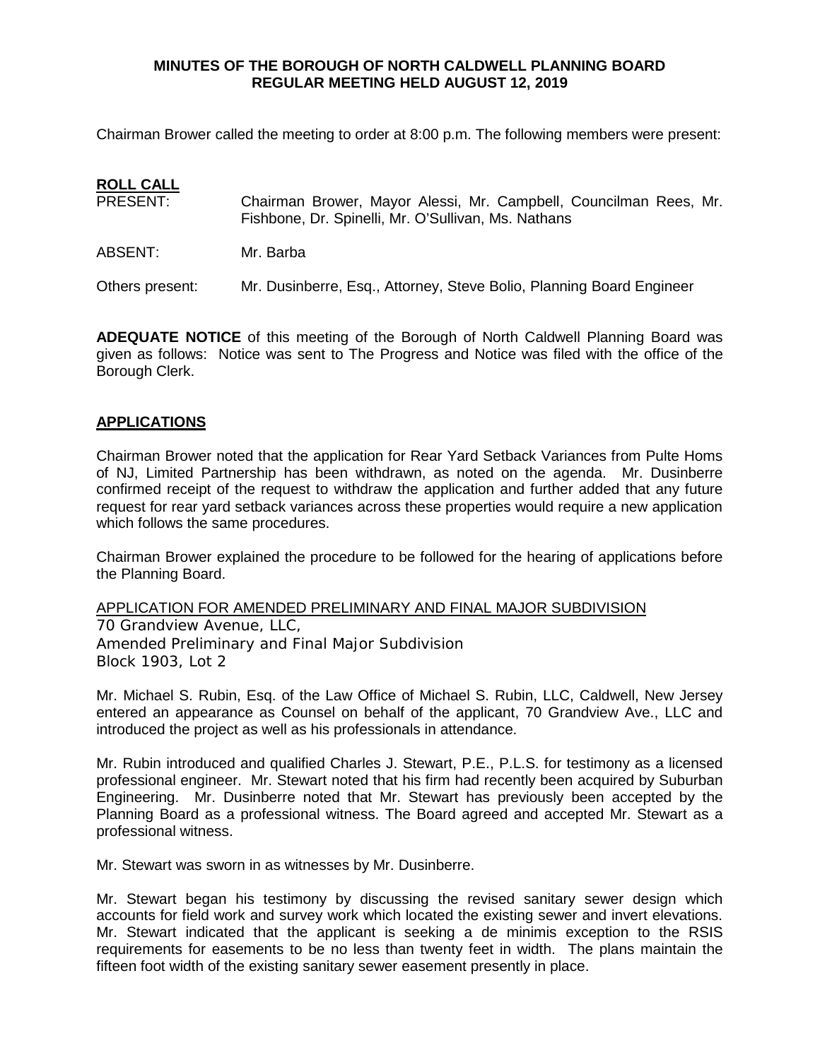# MINUTES OF THE BOROUGH OF NORTH CALDWELL PLANNING BOARD REGULAR MEETING HELD AUGUST 12, 2019

Chairman Brower called the meeting to order at 8:00 p.m. The following members were present:

## ROLL CALL

PRESENT: Chairman Brower, Mayor Alessi, Mr. Campbell, Councilman Rees, Mr. Fishbone, Dr. Spinelli, Mr. O'Sullivan, Ms. Nathans

ABSENT: Mr. Barba

Others present: Mr. Dusinberre, Esq., Attorney, Steve Bolio, Planning Board Engineer

**ADEQUATE NOTICE** of this meeting of the Borough of North Caldwell Planning Board was given as follows: Notice was sent to The Progress and Notice was filed with the office of the Borough Clerk.

## APPLICATIONS

Chairman Brower noted that the application for Rear Yard Setback Variances from Pulte Homs of NJ, Limited Partnership has been withdrawn, as noted on the agenda. Mr. Dusinberre confirmed receipt of the request to withdraw the application and further added that any future request for rear yard setback variances across these properties would require a new application which follows the same procedures.

Chairman Brower explained the procedure to be followed for the hearing of applications before the Planning Board.

APPLICATION FOR AMENDED PRELIMINARY AND FINAL MAJOR SUBDIVISION
70 Grandview Avenue, LLC,
Amended Preliminary and Final Major Subdivision
Block 1903, Lot 2

Mr. Michael S. Rubin, Esq. of the Law Office of Michael S. Rubin, LLC, Caldwell, New Jersey entered an appearance as Counsel on behalf of the applicant, 70 Grandview Ave., LLC and introduced the project as well as his professionals in attendance.

Mr. Rubin introduced and qualified Charles J. Stewart, P.E., P.L.S. for testimony as a licensed professional engineer. Mr. Stewart noted that his firm had recently been acquired by Suburban Engineering. Mr. Dusinberre noted that Mr. Stewart has previously been accepted by the Planning Board as a professional witness. The Board agreed and accepted Mr. Stewart as a professional witness.

Mr. Stewart was sworn in as witnesses by Mr. Dusinberre.

Mr. Stewart began his testimony by discussing the revised sanitary sewer design which accounts for field work and survey work which located the existing sewer and invert elevations. Mr. Stewart indicated that the applicant is seeking a de minimis exception to the RSIS requirements for easements to be no less than twenty feet in width. The plans maintain the fifteen foot width of the existing sanitary sewer easement presently in place.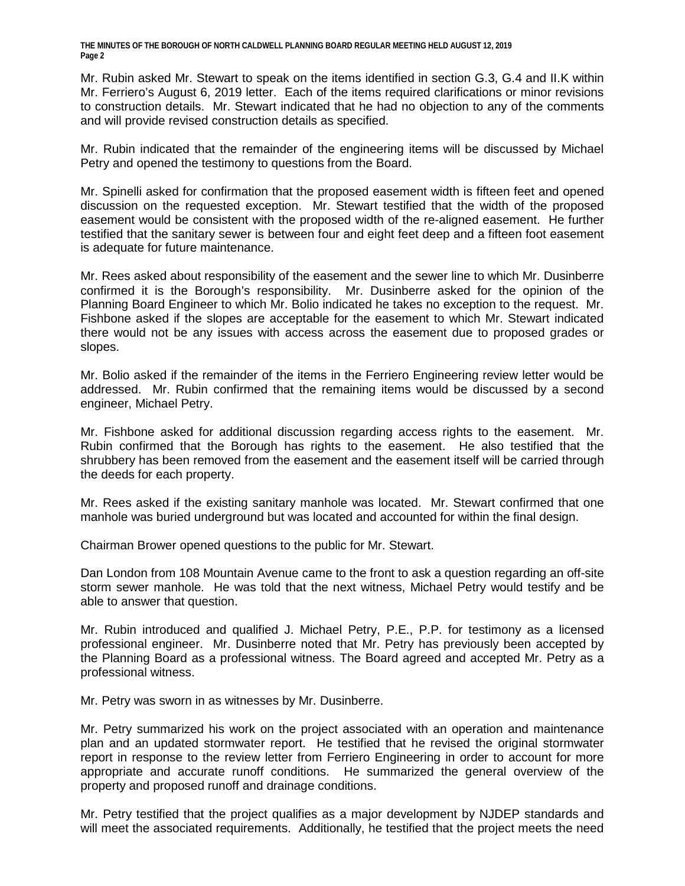Mr. Rubin asked Mr. Stewart to speak on the items identified in section G.3, G.4 and II.K within Mr. Ferriero's August 6, 2019 letter. Each of the items required clarifications or minor revisions to construction details. Mr. Stewart indicated that he had no objection to any of the comments and will provide revised construction details as specified.

Mr. Rubin indicated that the remainder of the engineering items will be discussed by Michael Petry and opened the testimony to questions from the Board.

Mr. Spinelli asked for confirmation that the proposed easement width is fifteen feet and opened discussion on the requested exception. Mr. Stewart testified that the width of the proposed easement would be consistent with the proposed width of the re-aligned easement. He further testified that the sanitary sewer is between four and eight feet deep and a fifteen foot easement is adequate for future maintenance.

Mr. Rees asked about responsibility of the easement and the sewer line to which Mr. Dusinberre confirmed it is the Borough's responsibility. Mr. Dusinberre asked for the opinion of the Planning Board Engineer to which Mr. Bolio indicated he takes no exception to the request. Mr. Fishbone asked if the slopes are acceptable for the easement to which Mr. Stewart indicated there would not be any issues with access across the easement due to proposed grades or slopes.

Mr. Bolio asked if the remainder of the items in the Ferriero Engineering review letter would be addressed. Mr. Rubin confirmed that the remaining items would be discussed by a second engineer, Michael Petry.

Mr. Fishbone asked for additional discussion regarding access rights to the easement. Mr. Rubin confirmed that the Borough has rights to the easement. He also testified that the shrubbery has been removed from the easement and the easement itself will be carried through the deeds for each property.

Mr. Rees asked if the existing sanitary manhole was located. Mr. Stewart confirmed that one manhole was buried underground but was located and accounted for within the final design.

Chairman Brower opened questions to the public for Mr. Stewart.

Dan London from 108 Mountain Avenue came to the front to ask a question regarding an off-site storm sewer manhole. He was told that the next witness, Michael Petry would testify and be able to answer that question.

Mr. Rubin introduced and qualified J. Michael Petry, P.E., P.P. for testimony as a licensed professional engineer. Mr. Dusinberre noted that Mr. Petry has previously been accepted by the Planning Board as a professional witness. The Board agreed and accepted Mr. Petry as a professional witness.

Mr. Petry was sworn in as witnesses by Mr. Dusinberre.

Mr. Petry summarized his work on the project associated with an operation and maintenance plan and an updated stormwater report. He testified that he revised the original stormwater report in response to the review letter from Ferriero Engineering in order to account for more appropriate and accurate runoff conditions. He summarized the general overview of the property and proposed runoff and drainage conditions.

Mr. Petry testified that the project qualifies as a major development by NJDEP standards and will meet the associated requirements. Additionally, he testified that the project meets the need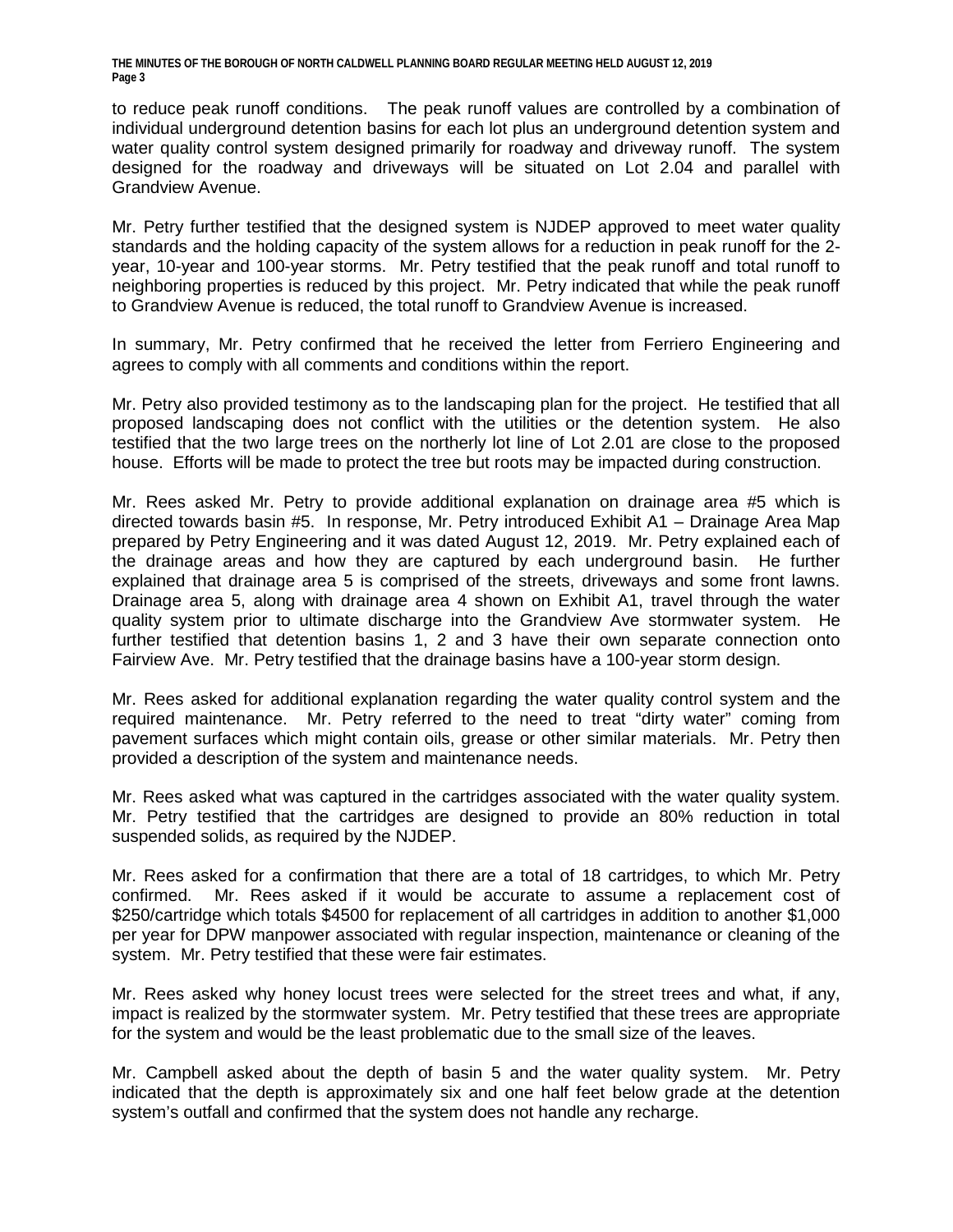to reduce peak runoff conditions. The peak runoff values are controlled by a combination of individual underground detention basins for each lot plus an underground detention system and water quality control system designed primarily for roadway and driveway runoff. The system designed for the roadway and driveways will be situated on Lot 2.04 and parallel with Grandview Avenue.

Mr. Petry further testified that the designed system is NJDEP approved to meet water quality standards and the holding capacity of the system allows for a reduction in peak runoff for the 2-year, 10-year and 100-year storms. Mr. Petry testified that the peak runoff and total runoff to neighboring properties is reduced by this project. Mr. Petry indicated that while the peak runoff to Grandview Avenue is reduced, the total runoff to Grandview Avenue is increased.

In summary, Mr. Petry confirmed that he received the letter from Ferriero Engineering and agrees to comply with all comments and conditions within the report.

Mr. Petry also provided testimony as to the landscaping plan for the project. He testified that all proposed landscaping does not conflict with the utilities or the detention system. He also testified that the two large trees on the northerly lot line of Lot 2.01 are close to the proposed house. Efforts will be made to protect the tree but roots may be impacted during construction.

Mr. Rees asked Mr. Petry to provide additional explanation on drainage area #5 which is directed towards basin #5. In response, Mr. Petry introduced Exhibit A1 – Drainage Area Map prepared by Petry Engineering and it was dated August 12, 2019. Mr. Petry explained each of the drainage areas and how they are captured by each underground basin. He further explained that drainage area 5 is comprised of the streets, driveways and some front lawns. Drainage area 5, along with drainage area 4 shown on Exhibit A1, travel through the water quality system prior to ultimate discharge into the Grandview Ave stormwater system. He further testified that detention basins 1, 2 and 3 have their own separate connection onto Fairview Ave. Mr. Petry testified that the drainage basins have a 100-year storm design.

Mr. Rees asked for additional explanation regarding the water quality control system and the required maintenance. Mr. Petry referred to the need to treat "dirty water" coming from pavement surfaces which might contain oils, grease or other similar materials. Mr. Petry then provided a description of the system and maintenance needs.

Mr. Rees asked what was captured in the cartridges associated with the water quality system. Mr. Petry testified that the cartridges are designed to provide an 80% reduction in total suspended solids, as required by the NJDEP.

Mr. Rees asked for a confirmation that there are a total of 18 cartridges, to which Mr. Petry confirmed. Mr. Rees asked if it would be accurate to assume a replacement cost of $250/cartridge which totals $4500 for replacement of all cartridges in addition to another $1,000 per year for DPW manpower associated with regular inspection, maintenance or cleaning of the system. Mr. Petry testified that these were fair estimates.

Mr. Rees asked why honey locust trees were selected for the street trees and what, if any, impact is realized by the stormwater system. Mr. Petry testified that these trees are appropriate for the system and would be the least problematic due to the small size of the leaves.

Mr. Campbell asked about the depth of basin 5 and the water quality system. Mr. Petry indicated that the depth is approximately six and one half feet below grade at the detention system's outfall and confirmed that the system does not handle any recharge.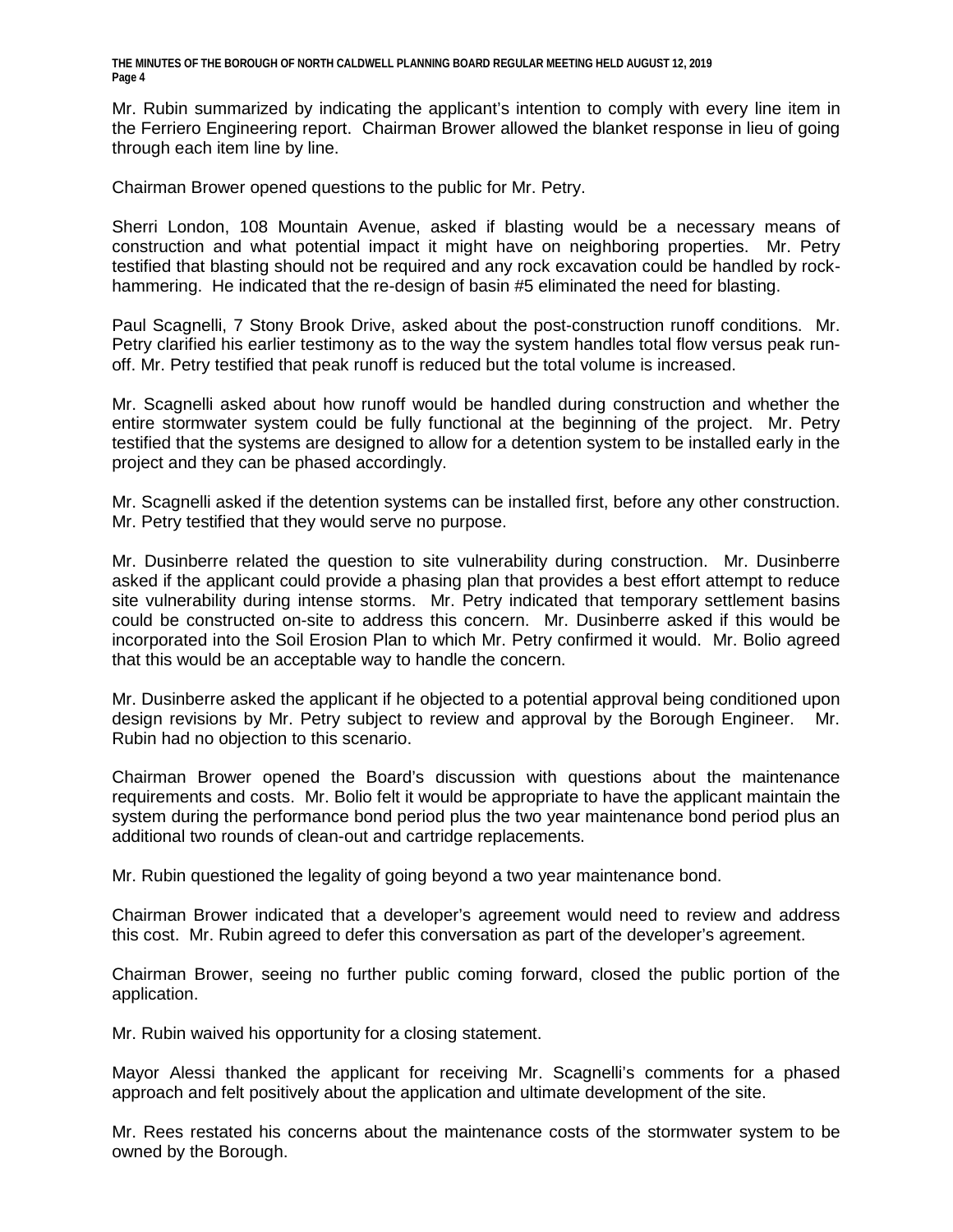Mr. Rubin summarized by indicating the applicant's intention to comply with every line item in the Ferriero Engineering report. Chairman Brower allowed the blanket response in lieu of going through each item line by line.

Chairman Brower opened questions to the public for Mr. Petry.

Sherri London, 108 Mountain Avenue, asked if blasting would be a necessary means of construction and what potential impact it might have on neighboring properties. Mr. Petry testified that blasting should not be required and any rock excavation could be handled by rock-hammering. He indicated that the re-design of basin #5 eliminated the need for blasting.

Paul Scagnelli, 7 Stony Brook Drive, asked about the post-construction runoff conditions. Mr. Petry clarified his earlier testimony as to the way the system handles total flow versus peak run-off. Mr. Petry testified that peak runoff is reduced but the total volume is increased.

Mr. Scagnelli asked about how runoff would be handled during construction and whether the entire stormwater system could be fully functional at the beginning of the project. Mr. Petry testified that the systems are designed to allow for a detention system to be installed early in the project and they can be phased accordingly.

Mr. Scagnelli asked if the detention systems can be installed first, before any other construction. Mr. Petry testified that they would serve no purpose.

Mr. Dusinberre related the question to site vulnerability during construction. Mr. Dusinberre asked if the applicant could provide a phasing plan that provides a best effort attempt to reduce site vulnerability during intense storms. Mr. Petry indicated that temporary settlement basins could be constructed on-site to address this concern. Mr. Dusinberre asked if this would be incorporated into the Soil Erosion Plan to which Mr. Petry confirmed it would. Mr. Bolio agreed that this would be an acceptable way to handle the concern.

Mr. Dusinberre asked the applicant if he objected to a potential approval being conditioned upon design revisions by Mr. Petry subject to review and approval by the Borough Engineer. Mr. Rubin had no objection to this scenario.

Chairman Brower opened the Board's discussion with questions about the maintenance requirements and costs. Mr. Bolio felt it would be appropriate to have the applicant maintain the system during the performance bond period plus the two year maintenance bond period plus an additional two rounds of clean-out and cartridge replacements.

Mr. Rubin questioned the legality of going beyond a two year maintenance bond.

Chairman Brower indicated that a developer's agreement would need to review and address this cost. Mr. Rubin agreed to defer this conversation as part of the developer's agreement.

Chairman Brower, seeing no further public coming forward, closed the public portion of the application.

Mr. Rubin waived his opportunity for a closing statement.

Mayor Alessi thanked the applicant for receiving Mr. Scagnelli's comments for a phased approach and felt positively about the application and ultimate development of the site.

Mr. Rees restated his concerns about the maintenance costs of the stormwater system to be owned by the Borough.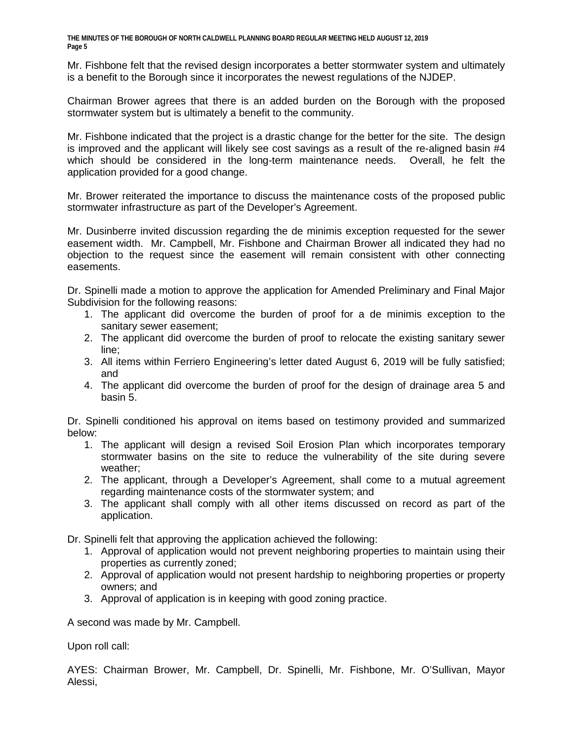Mr. Fishbone felt that the revised design incorporates a better stormwater system and ultimately is a benefit to the Borough since it incorporates the newest regulations of the NJDEP.

Chairman Brower agrees that there is an added burden on the Borough with the proposed stormwater system but is ultimately a benefit to the community.

Mr. Fishbone indicated that the project is a drastic change for the better for the site. The design is improved and the applicant will likely see cost savings as a result of the re-aligned basin #4 which should be considered in the long-term maintenance needs. Overall, he felt the application provided for a good change.

Mr. Brower reiterated the importance to discuss the maintenance costs of the proposed public stormwater infrastructure as part of the Developer's Agreement.

Mr. Dusinberre invited discussion regarding the de minimis exception requested for the sewer easement width. Mr. Campbell, Mr. Fishbone and Chairman Brower all indicated they had no objection to the request since the easement will remain consistent with other connecting easements.

Dr. Spinelli made a motion to approve the application for Amended Preliminary and Final Major Subdivision for the following reasons:

1. The applicant did overcome the burden of proof for a de minimis exception to the sanitary sewer easement;
2. The applicant did overcome the burden of proof to relocate the existing sanitary sewer line;
3. All items within Ferriero Engineering's letter dated August 6, 2019 will be fully satisfied; and
4. The applicant did overcome the burden of proof for the design of drainage area 5 and basin 5.

Dr. Spinelli conditioned his approval on items based on testimony provided and summarized below:

1. The applicant will design a revised Soil Erosion Plan which incorporates temporary stormwater basins on the site to reduce the vulnerability of the site during severe weather;
2. The applicant, through a Developer's Agreement, shall come to a mutual agreement regarding maintenance costs of the stormwater system; and
3. The applicant shall comply with all other items discussed on record as part of the application.

Dr. Spinelli felt that approving the application achieved the following:

1. Approval of application would not prevent neighboring properties to maintain using their properties as currently zoned;
2. Approval of application would not present hardship to neighboring properties or property owners; and
3. Approval of application is in keeping with good zoning practice.

A second was made by Mr. Campbell.

Upon roll call:

AYES: Chairman Brower, Mr. Campbell, Dr. Spinelli, Mr. Fishbone, Mr. O'Sullivan, Mayor Alessi,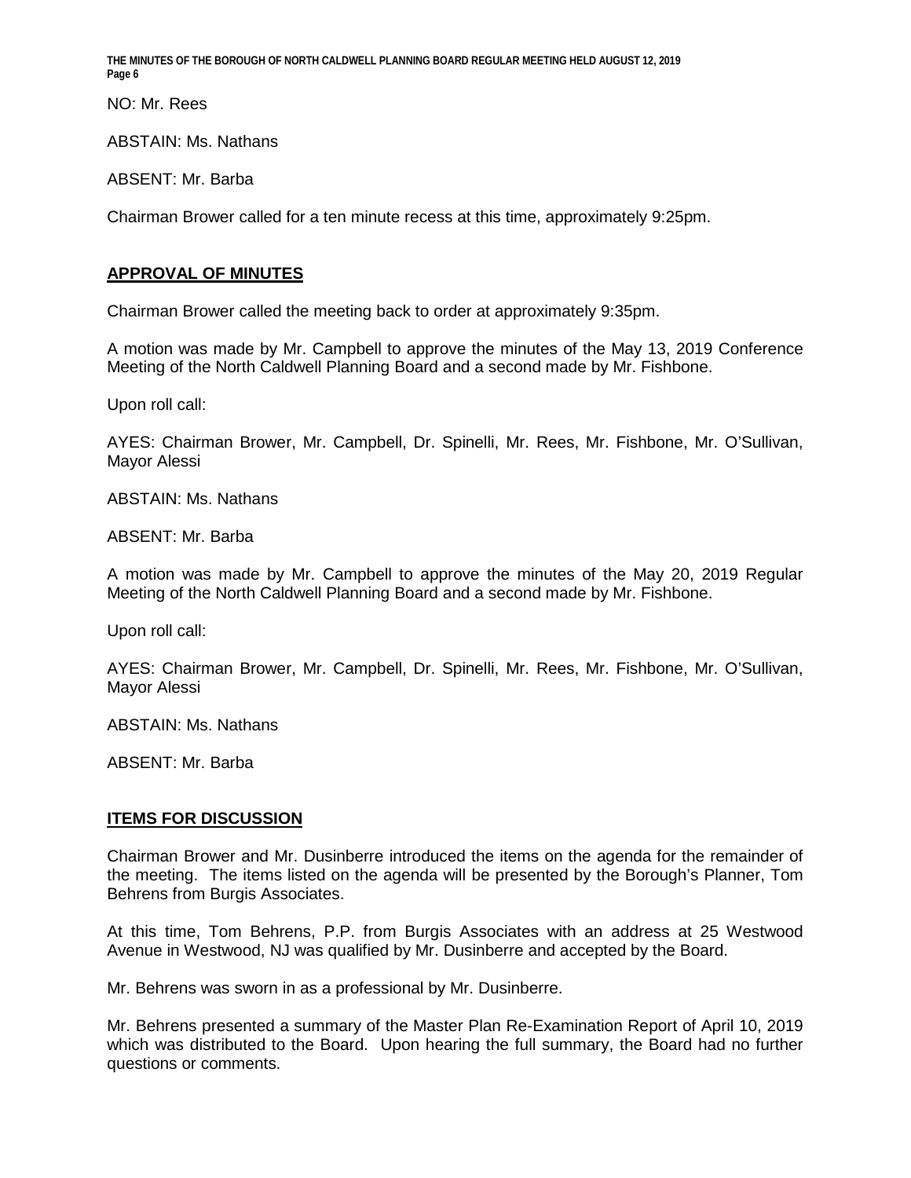NO: Mr. Rees

ABSTAIN: Ms. Nathans

ABSENT: Mr. Barba

Chairman Brower called for a ten minute recess at this time, approximately 9:25pm.

## APPROVAL OF MINUTES

Chairman Brower called the meeting back to order at approximately 9:35pm.

A motion was made by Mr. Campbell to approve the minutes of the May 13, 2019 Conference Meeting of the North Caldwell Planning Board and a second made by Mr. Fishbone.

Upon roll call:

AYES: Chairman Brower, Mr. Campbell, Dr. Spinelli, Mr. Rees, Mr. Fishbone, Mr. O'Sullivan, Mayor Alessi

ABSTAIN: Ms. Nathans

ABSENT: Mr. Barba

A motion was made by Mr. Campbell to approve the minutes of the May 20, 2019 Regular Meeting of the North Caldwell Planning Board and a second made by Mr. Fishbone.

Upon roll call:

AYES: Chairman Brower, Mr. Campbell, Dr. Spinelli, Mr. Rees, Mr. Fishbone, Mr. O'Sullivan, Mayor Alessi

ABSTAIN: Ms. Nathans

ABSENT: Mr. Barba

## ITEMS FOR DISCUSSION

Chairman Brower and Mr. Dusinberre introduced the items on the agenda for the remainder of the meeting. The items listed on the agenda will be presented by the Borough's Planner, Tom Behrens from Burgis Associates.

At this time, Tom Behrens, P.P. from Burgis Associates with an address at 25 Westwood Avenue in Westwood, NJ was qualified by Mr. Dusinberre and accepted by the Board.

Mr. Behrens was sworn in as a professional by Mr. Dusinberre.

Mr. Behrens presented a summary of the Master Plan Re-Examination Report of April 10, 2019 which was distributed to the Board. Upon hearing the full summary, the Board had no further questions or comments.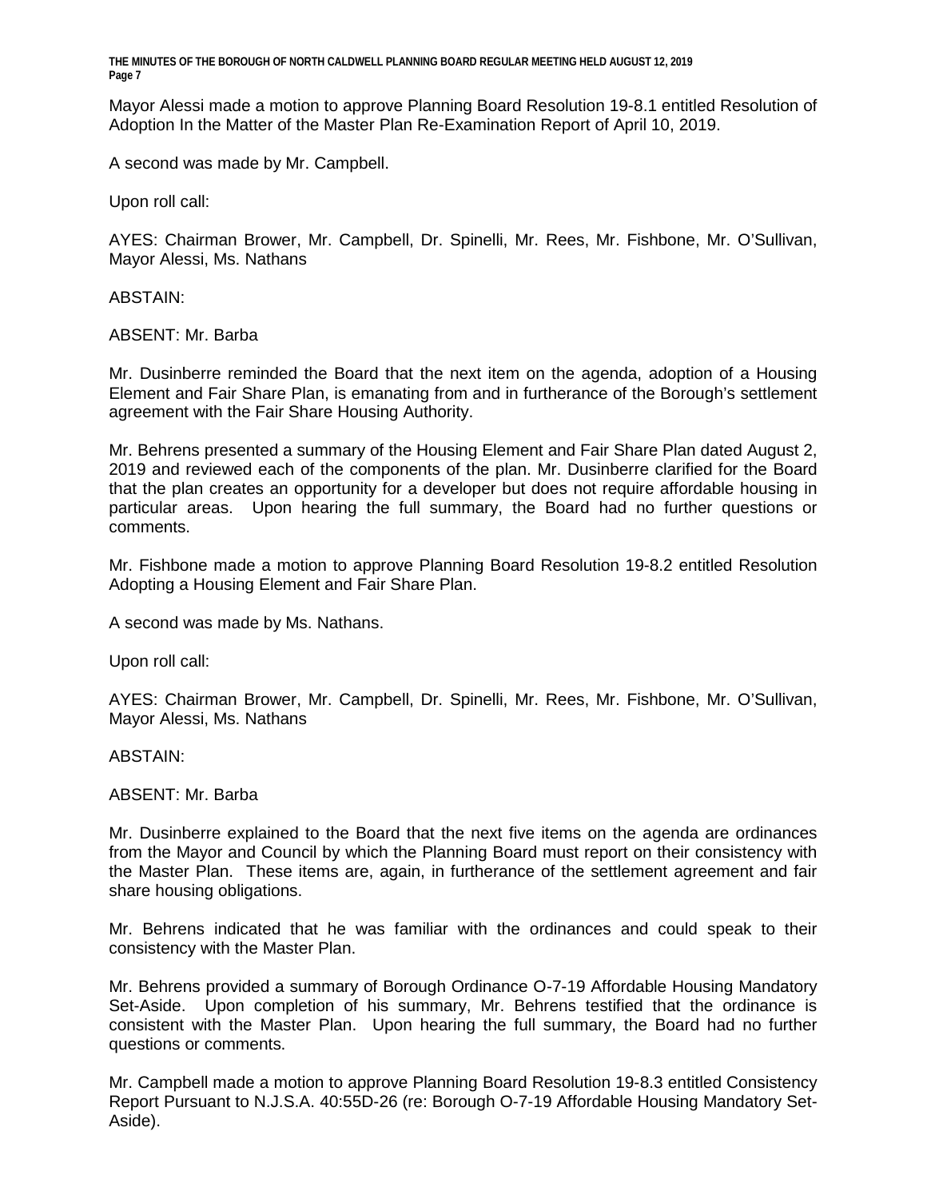Mayor Alessi made a motion to approve Planning Board Resolution 19-8.1 entitled Resolution of Adoption In the Matter of the Master Plan Re-Examination Report of April 10, 2019.

A second was made by Mr. Campbell.

Upon roll call:

AYES: Chairman Brower, Mr. Campbell, Dr. Spinelli, Mr. Rees, Mr. Fishbone, Mr. O'Sullivan, Mayor Alessi, Ms. Nathans

ABSTAIN:

ABSENT: Mr. Barba

Mr. Dusinberre reminded the Board that the next item on the agenda, adoption of a Housing Element and Fair Share Plan, is emanating from and in furtherance of the Borough's settlement agreement with the Fair Share Housing Authority.

Mr. Behrens presented a summary of the Housing Element and Fair Share Plan dated August 2, 2019 and reviewed each of the components of the plan. Mr. Dusinberre clarified for the Board that the plan creates an opportunity for a developer but does not require affordable housing in particular areas. Upon hearing the full summary, the Board had no further questions or comments.

Mr. Fishbone made a motion to approve Planning Board Resolution 19-8.2 entitled Resolution Adopting a Housing Element and Fair Share Plan.

A second was made by Ms. Nathans.

Upon roll call:

AYES: Chairman Brower, Mr. Campbell, Dr. Spinelli, Mr. Rees, Mr. Fishbone, Mr. O'Sullivan, Mayor Alessi, Ms. Nathans

ABSTAIN:

ABSENT: Mr. Barba

Mr. Dusinberre explained to the Board that the next five items on the agenda are ordinances from the Mayor and Council by which the Planning Board must report on their consistency with the Master Plan. These items are, again, in furtherance of the settlement agreement and fair share housing obligations.

Mr. Behrens indicated that he was familiar with the ordinances and could speak to their consistency with the Master Plan.

Mr. Behrens provided a summary of Borough Ordinance O-7-19 Affordable Housing Mandatory Set-Aside. Upon completion of his summary, Mr. Behrens testified that the ordinance is consistent with the Master Plan. Upon hearing the full summary, the Board had no further questions or comments.

Mr. Campbell made a motion to approve Planning Board Resolution 19-8.3 entitled Consistency Report Pursuant to N.J.S.A. 40:55D-26 (re: Borough O-7-19 Affordable Housing Mandatory Set-Aside).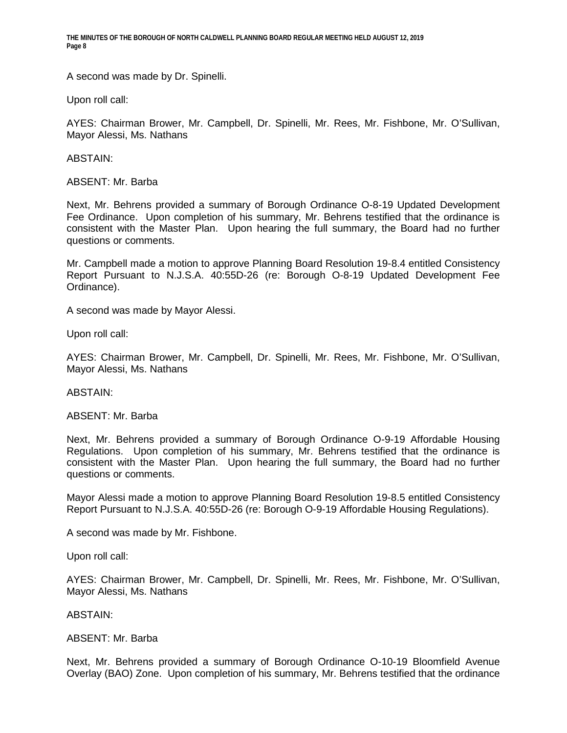A second was made by Dr. Spinelli.

Upon roll call:

AYES: Chairman Brower, Mr. Campbell, Dr. Spinelli, Mr. Rees, Mr. Fishbone, Mr. O'Sullivan, Mayor Alessi, Ms. Nathans

ABSTAIN:

ABSENT: Mr. Barba

Next, Mr. Behrens provided a summary of Borough Ordinance O-8-19 Updated Development Fee Ordinance. Upon completion of his summary, Mr. Behrens testified that the ordinance is consistent with the Master Plan. Upon hearing the full summary, the Board had no further questions or comments.

Mr. Campbell made a motion to approve Planning Board Resolution 19-8.4 entitled Consistency Report Pursuant to N.J.S.A. 40:55D-26 (re: Borough O-8-19 Updated Development Fee Ordinance).

A second was made by Mayor Alessi.

Upon roll call:

AYES: Chairman Brower, Mr. Campbell, Dr. Spinelli, Mr. Rees, Mr. Fishbone, Mr. O'Sullivan, Mayor Alessi, Ms. Nathans

ABSTAIN:

ABSENT: Mr. Barba

Next, Mr. Behrens provided a summary of Borough Ordinance O-9-19 Affordable Housing Regulations. Upon completion of his summary, Mr. Behrens testified that the ordinance is consistent with the Master Plan. Upon hearing the full summary, the Board had no further questions or comments.

Mayor Alessi made a motion to approve Planning Board Resolution 19-8.5 entitled Consistency Report Pursuant to N.J.S.A. 40:55D-26 (re: Borough O-9-19 Affordable Housing Regulations).

A second was made by Mr. Fishbone.

Upon roll call:

AYES: Chairman Brower, Mr. Campbell, Dr. Spinelli, Mr. Rees, Mr. Fishbone, Mr. O'Sullivan, Mayor Alessi, Ms. Nathans

ABSTAIN:

ABSENT: Mr. Barba

Next, Mr. Behrens provided a summary of Borough Ordinance O-10-19 Bloomfield Avenue Overlay (BAO) Zone. Upon completion of his summary, Mr. Behrens testified that the ordinance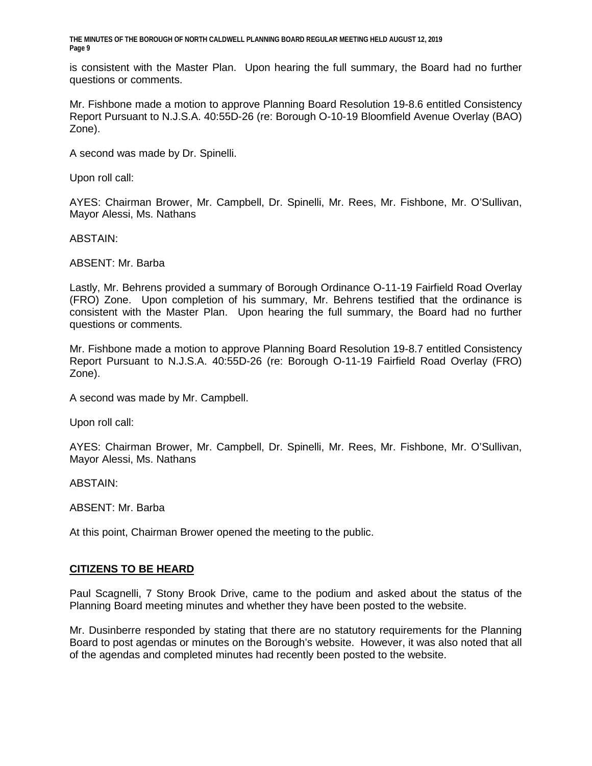is consistent with the Master Plan. Upon hearing the full summary, the Board had no further questions or comments.

Mr. Fishbone made a motion to approve Planning Board Resolution 19-8.6 entitled Consistency Report Pursuant to N.J.S.A. 40:55D-26 (re: Borough O-10-19 Bloomfield Avenue Overlay (BAO) Zone).

A second was made by Dr. Spinelli.

Upon roll call:

AYES: Chairman Brower, Mr. Campbell, Dr. Spinelli, Mr. Rees, Mr. Fishbone, Mr. O'Sullivan, Mayor Alessi, Ms. Nathans

ABSTAIN:

ABSENT: Mr. Barba

Lastly, Mr. Behrens provided a summary of Borough Ordinance O-11-19 Fairfield Road Overlay (FRO) Zone. Upon completion of his summary, Mr. Behrens testified that the ordinance is consistent with the Master Plan. Upon hearing the full summary, the Board had no further questions or comments.

Mr. Fishbone made a motion to approve Planning Board Resolution 19-8.7 entitled Consistency Report Pursuant to N.J.S.A. 40:55D-26 (re: Borough O-11-19 Fairfield Road Overlay (FRO) Zone).

A second was made by Mr. Campbell.

Upon roll call:

AYES: Chairman Brower, Mr. Campbell, Dr. Spinelli, Mr. Rees, Mr. Fishbone, Mr. O'Sullivan, Mayor Alessi, Ms. Nathans

ABSTAIN:

ABSENT: Mr. Barba

At this point, Chairman Brower opened the meeting to the public.

## CITIZENS TO BE HEARD

Paul Scagnelli, 7 Stony Brook Drive, came to the podium and asked about the status of the Planning Board meeting minutes and whether they have been posted to the website.

Mr. Dusinberre responded by stating that there are no statutory requirements for the Planning Board to post agendas or minutes on the Borough's website. However, it was also noted that all of the agendas and completed minutes had recently been posted to the website.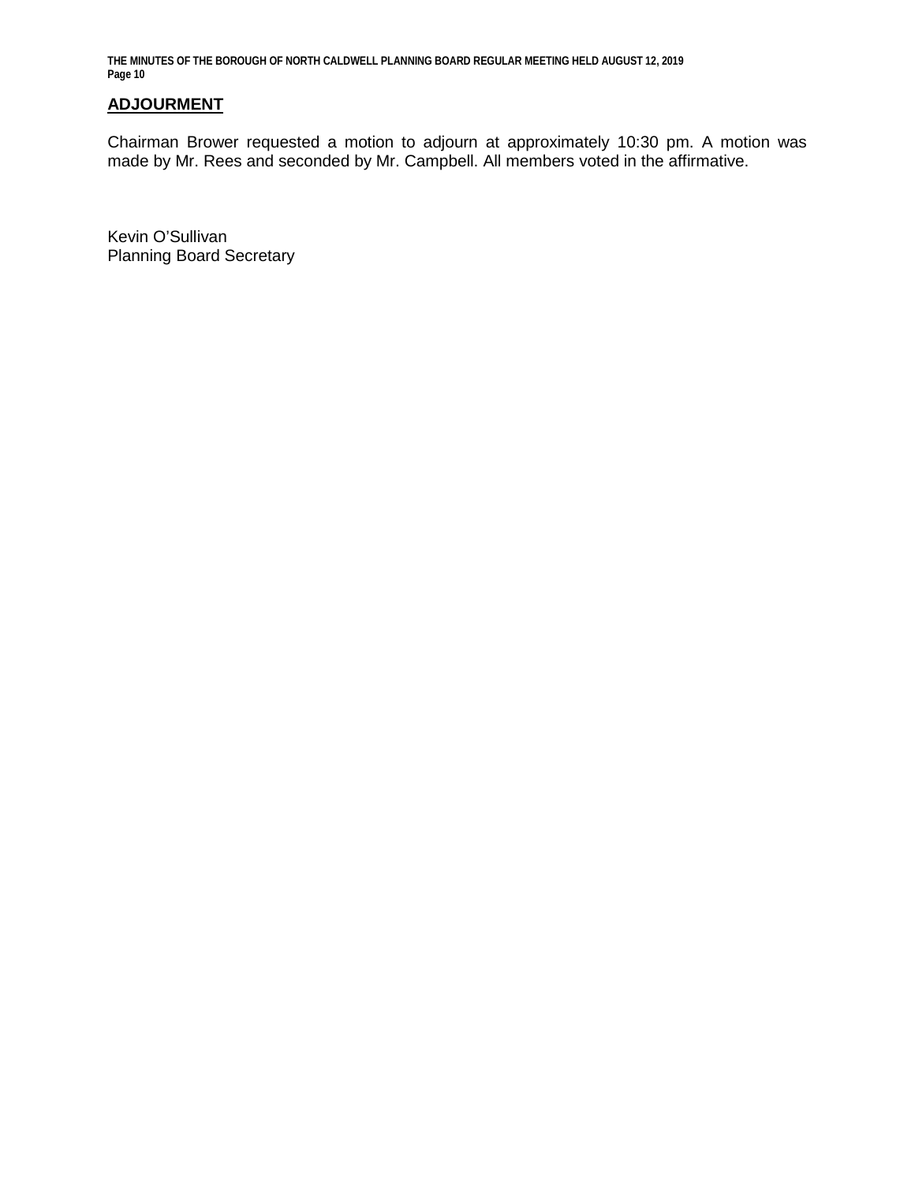## ADJOURMENT

Chairman Brower requested a motion to adjourn at approximately 10:30 pm. A motion was made by Mr. Rees and seconded by Mr. Campbell. All members voted in the affirmative.

Kevin O'Sullivan
Planning Board Secretary